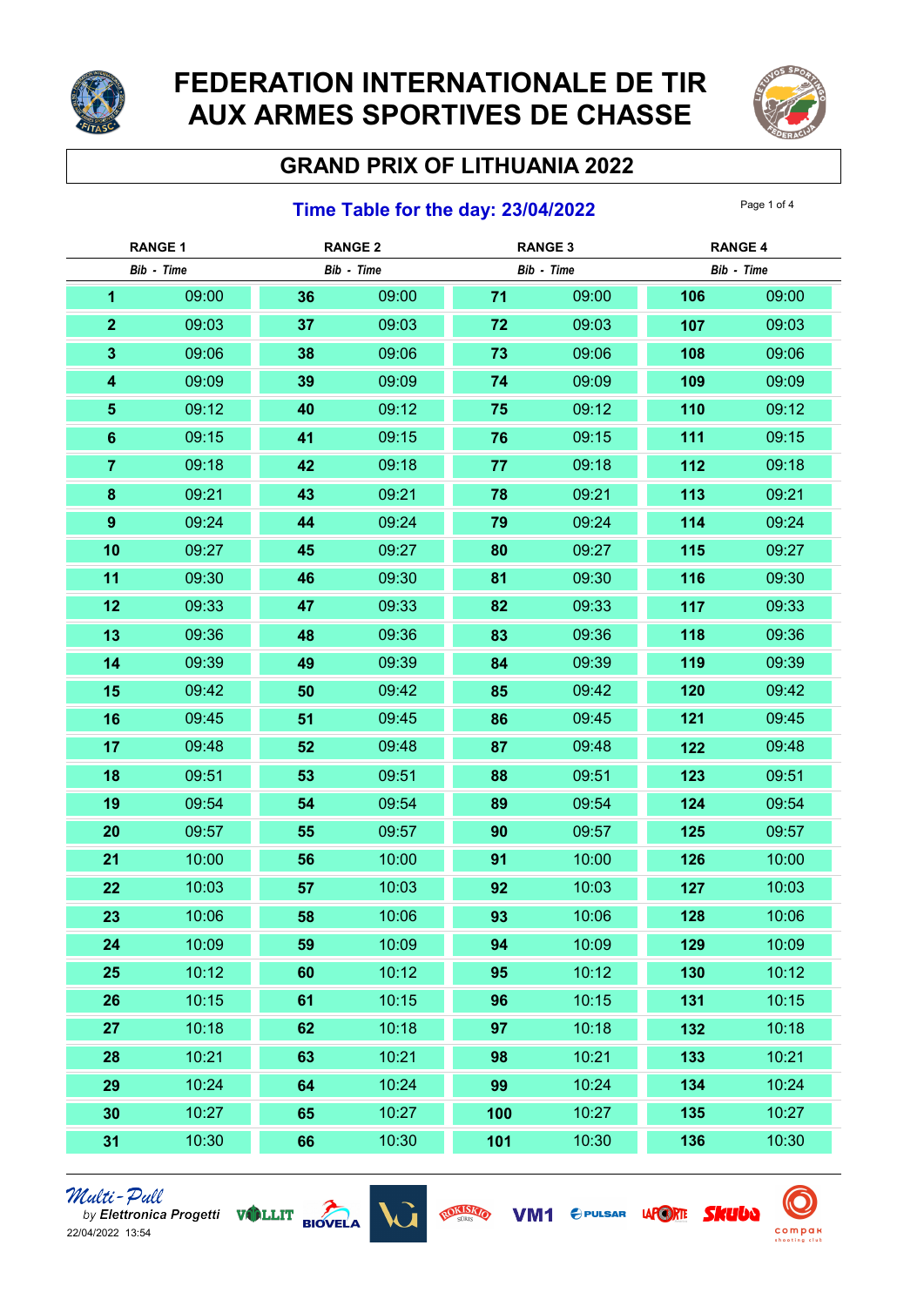# FEDERATION INTERNATIONALE DE TIR AUX ARMES SPORTIVES DE CHASSE

## GRAND PRIX OF LITHUANIA 2022

### Time Table for the day: 23/04/2022

| RANGE 1 | | RANGE 2 | | RANGE 3 | | RANGE 4 | |
|---|---|---|---|---|---|---|---|
| *Bib* | *Time* | *Bib* | *Time* | *Bib* | *Time* | *Bib* | *Time* |
| **1** | 09:00 | **36** | 09:00 | **71** | 09:00 | **106** | 09:00 |
| **2** | 09:03 | **37** | 09:03 | **72** | 09:03 | **107** | 09:03 |
| **3** | 09:06 | **38** | 09:06 | **73** | 09:06 | **108** | 09:06 |
| **4** | 09:09 | **39** | 09:09 | **74** | 09:09 | **109** | 09:09 |
| **5** | 09:12 | **40** | 09:12 | **75** | 09:12 | **110** | 09:12 |
| **6** | 09:15 | **41** | 09:15 | **76** | 09:15 | **111** | 09:15 |
| **7** | 09:18 | **42** | 09:18 | **77** | 09:18 | **112** | 09:18 |
| **8** | 09:21 | **43** | 09:21 | **78** | 09:21 | **113** | 09:21 |
| **9** | 09:24 | **44** | 09:24 | **79** | 09:24 | **114** | 09:24 |
| **10** | 09:27 | **45** | 09:27 | **80** | 09:27 | **115** | 09:27 |
| **11** | 09:30 | **46** | 09:30 | **81** | 09:30 | **116** | 09:30 |
| **12** | 09:33 | **47** | 09:33 | **82** | 09:33 | **117** | 09:33 |
| **13** | 09:36 | **48** | 09:36 | **83** | 09:36 | **118** | 09:36 |
| **14** | 09:39 | **49** | 09:39 | **84** | 09:39 | **119** | 09:39 |
| **15** | 09:42 | **50** | 09:42 | **85** | 09:42 | **120** | 09:42 |
| **16** | 09:45 | **51** | 09:45 | **86** | 09:45 | **121** | 09:45 |
| **17** | 09:48 | **52** | 09:48 | **87** | 09:48 | **122** | 09:48 |
| **18** | 09:51 | **53** | 09:51 | **88** | 09:51 | **123** | 09:51 |
| **19** | 09:54 | **54** | 09:54 | **89** | 09:54 | **124** | 09:54 |
| **20** | 09:57 | **55** | 09:57 | **90** | 09:57 | **125** | 09:57 |
| **21** | 10:00 | **56** | 10:00 | **91** | 10:00 | **126** | 10:00 |
| **22** | 10:03 | **57** | 10:03 | **92** | 10:03 | **127** | 10:03 |
| **23** | 10:06 | **58** | 10:06 | **93** | 10:06 | **128** | 10:06 |
| **24** | 10:09 | **59** | 10:09 | **94** | 10:09 | **129** | 10:09 |
| **25** | 10:12 | **60** | 10:12 | **95** | 10:12 | **130** | 10:12 |
| **26** | 10:15 | **61** | 10:15 | **96** | 10:15 | **131** | 10:15 |
| **27** | 10:18 | **62** | 10:18 | **97** | 10:18 | **132** | 10:18 |
| **28** | 10:21 | **63** | 10:21 | **98** | 10:21 | **133** | 10:21 |
| **29** | 10:24 | **64** | 10:24 | **99** | 10:24 | **134** | 10:24 |
| **30** | 10:27 | **65** | 10:27 | **100** | 10:27 | **135** | 10:27 |
| **31** | 10:30 | **66** | 10:30 | **101** | 10:30 | **136** | 10:30 |

*Multi-Pull by Elettronica Progetti*

22/04/2022 13:54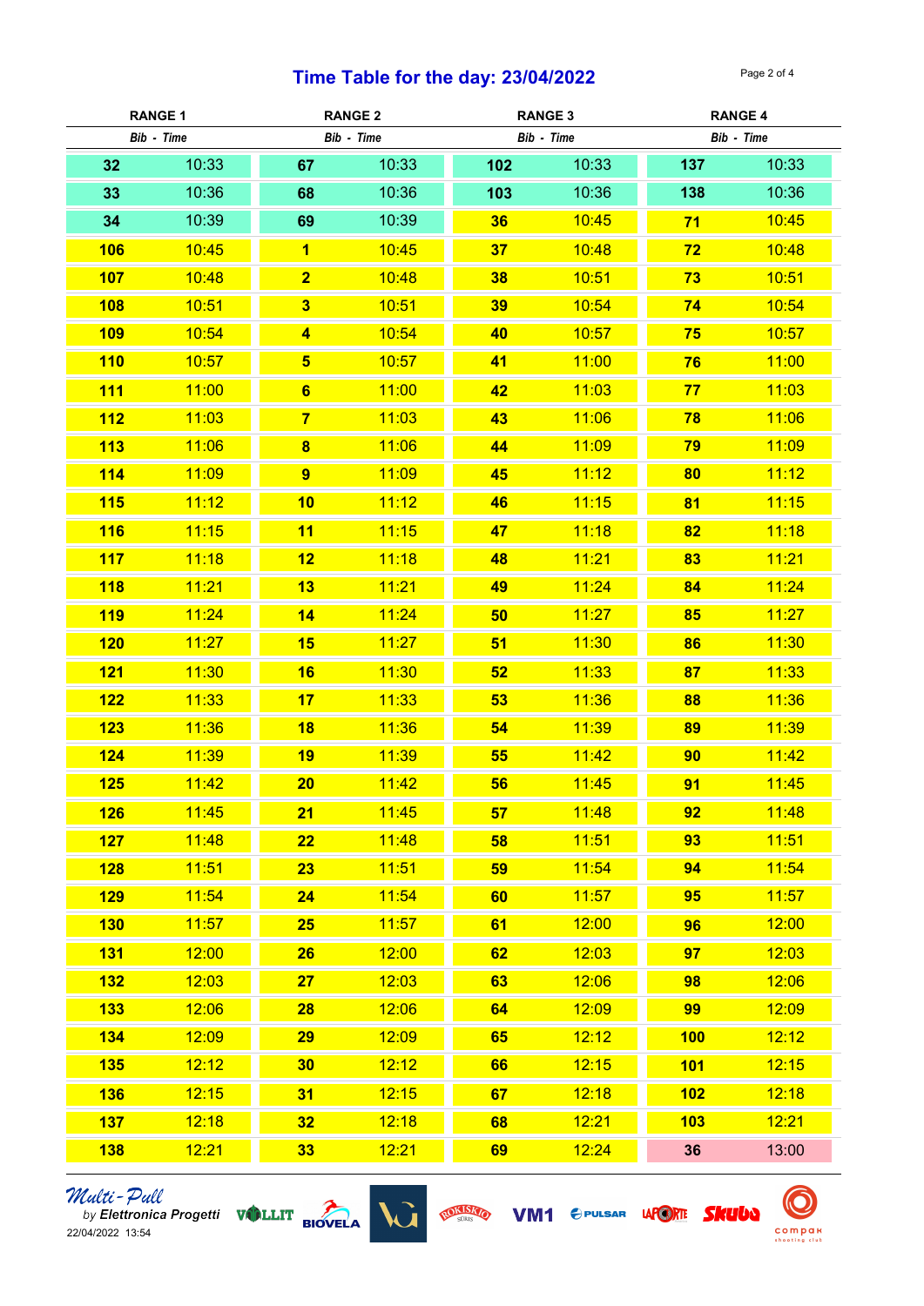# Time Table for the day: 23/04/2022

| RANGE 1 | | RANGE 2 | | RANGE 3 | | RANGE 4 | |
|---|---|---|---|---|---|---|---|
| *Bib* | *Time* | *Bib* | *Time* | *Bib* | *Time* | *Bib* | *Time* |
| **32** | 10:33 | **67** | 10:33 | **102** | 10:33 | **137** | 10:33 |
| **33** | 10:36 | **68** | 10:36 | **103** | 10:36 | **138** | 10:36 |
| **34** | 10:39 | **69** | 10:39 | **36** | 10:45 | **71** | 10:45 |
| **106** | 10:45 | **1** | 10:45 | **37** | 10:48 | **72** | 10:48 |
| **107** | 10:48 | **2** | 10:48 | **38** | 10:51 | **73** | 10:51 |
| **108** | 10:51 | **3** | 10:51 | **39** | 10:54 | **74** | 10:54 |
| **109** | 10:54 | **4** | 10:54 | **40** | 10:57 | **75** | 10:57 |
| **110** | 10:57 | **5** | 10:57 | **41** | 11:00 | **76** | 11:00 |
| **111** | 11:00 | **6** | 11:00 | **42** | 11:03 | **77** | 11:03 |
| **112** | 11:03 | **7** | 11:03 | **43** | 11:06 | **78** | 11:06 |
| **113** | 11:06 | **8** | 11:06 | **44** | 11:09 | **79** | 11:09 |
| **114** | 11:09 | **9** | 11:09 | **45** | 11:12 | **80** | 11:12 |
| **115** | 11:12 | **10** | 11:12 | **46** | 11:15 | **81** | 11:15 |
| **116** | 11:15 | **11** | 11:15 | **47** | 11:18 | **82** | 11:18 |
| **117** | 11:18 | **12** | 11:18 | **48** | 11:21 | **83** | 11:21 |
| **118** | 11:21 | **13** | 11:21 | **49** | 11:24 | **84** | 11:24 |
| **119** | 11:24 | **14** | 11:24 | **50** | 11:27 | **85** | 11:27 |
| **120** | 11:27 | **15** | 11:27 | **51** | 11:30 | **86** | 11:30 |
| **121** | 11:30 | **16** | 11:30 | **52** | 11:33 | **87** | 11:33 |
| **122** | 11:33 | **17** | 11:33 | **53** | 11:36 | **88** | 11:36 |
| **123** | 11:36 | **18** | 11:36 | **54** | 11:39 | **89** | 11:39 |
| **124** | 11:39 | **19** | 11:39 | **55** | 11:42 | **90** | 11:42 |
| **125** | 11:42 | **20** | 11:42 | **56** | 11:45 | **91** | 11:45 |
| **126** | 11:45 | **21** | 11:45 | **57** | 11:48 | **92** | 11:48 |
| **127** | 11:48 | **22** | 11:48 | **58** | 11:51 | **93** | 11:51 |
| **128** | 11:51 | **23** | 11:51 | **59** | 11:54 | **94** | 11:54 |
| **129** | 11:54 | **24** | 11:54 | **60** | 11:57 | **95** | 11:57 |
| **130** | 11:57 | **25** | 11:57 | **61** | 12:00 | **96** | 12:00 |
| **131** | 12:00 | **26** | 12:00 | **62** | 12:03 | **97** | 12:03 |
| **132** | 12:03 | **27** | 12:03 | **63** | 12:06 | **98** | 12:06 |
| **133** | 12:06 | **28** | 12:06 | **64** | 12:09 | **99** | 12:09 |
| **134** | 12:09 | **29** | 12:09 | **65** | 12:12 | **100** | 12:12 |
| **135** | 12:12 | **30** | 12:12 | **66** | 12:15 | **101** | 12:15 |
| **136** | 12:15 | **31** | 12:15 | **67** | 12:18 | **102** | 12:18 |
| **137** | 12:18 | **32** | 12:18 | **68** | 12:21 | **103** | 12:21 |
| **138** | 12:21 | **33** | 12:21 | **69** | 12:24 | **36** | 13:00 |

*Multi-Pull* by *Elettronica Progetti*
22/04/2022 13:54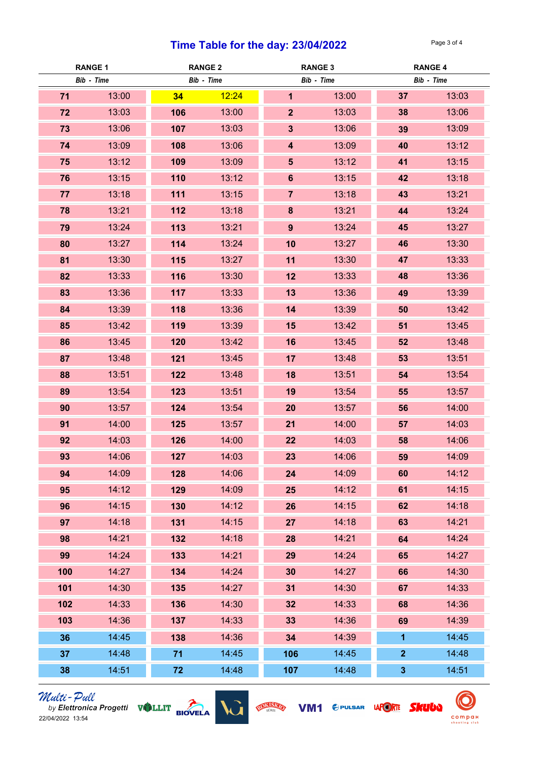# Time Table for the day: 23/04/2022

| RANGE 1 | | RANGE 2 | | RANGE 3 | | RANGE 4 | |
|---|---|---|---|---|---|---|---|
| *Bib* | *Time* | *Bib* | *Time* | *Bib* | *Time* | *Bib* | *Time* |
| **71** | 13:00 | **34** | 12:24 | **1** | 13:00 | **37** | 13:03 |
| **72** | 13:03 | **106** | 13:00 | **2** | 13:03 | **38** | 13:06 |
| **73** | 13:06 | **107** | 13:03 | **3** | 13:06 | **39** | 13:09 |
| **74** | 13:09 | **108** | 13:06 | **4** | 13:09 | **40** | 13:12 |
| **75** | 13:12 | **109** | 13:09 | **5** | 13:12 | **41** | 13:15 |
| **76** | 13:15 | **110** | 13:12 | **6** | 13:15 | **42** | 13:18 |
| **77** | 13:18 | **111** | 13:15 | **7** | 13:18 | **43** | 13:21 |
| **78** | 13:21 | **112** | 13:18 | **8** | 13:21 | **44** | 13:24 |
| **79** | 13:24 | **113** | 13:21 | **9** | 13:24 | **45** | 13:27 |
| **80** | 13:27 | **114** | 13:24 | **10** | 13:27 | **46** | 13:30 |
| **81** | 13:30 | **115** | 13:27 | **11** | 13:30 | **47** | 13:33 |
| **82** | 13:33 | **116** | 13:30 | **12** | 13:33 | **48** | 13:36 |
| **83** | 13:36 | **117** | 13:33 | **13** | 13:36 | **49** | 13:39 |
| **84** | 13:39 | **118** | 13:36 | **14** | 13:39 | **50** | 13:42 |
| **85** | 13:42 | **119** | 13:39 | **15** | 13:42 | **51** | 13:45 |
| **86** | 13:45 | **120** | 13:42 | **16** | 13:45 | **52** | 13:48 |
| **87** | 13:48 | **121** | 13:45 | **17** | 13:48 | **53** | 13:51 |
| **88** | 13:51 | **122** | 13:48 | **18** | 13:51 | **54** | 13:54 |
| **89** | 13:54 | **123** | 13:51 | **19** | 13:54 | **55** | 13:57 |
| **90** | 13:57 | **124** | 13:54 | **20** | 13:57 | **56** | 14:00 |
| **91** | 14:00 | **125** | 13:57 | **21** | 14:00 | **57** | 14:03 |
| **92** | 14:03 | **126** | 14:00 | **22** | 14:03 | **58** | 14:06 |
| **93** | 14:06 | **127** | 14:03 | **23** | 14:06 | **59** | 14:09 |
| **94** | 14:09 | **128** | 14:06 | **24** | 14:09 | **60** | 14:12 |
| **95** | 14:12 | **129** | 14:09 | **25** | 14:12 | **61** | 14:15 |
| **96** | 14:15 | **130** | 14:12 | **26** | 14:15 | **62** | 14:18 |
| **97** | 14:18 | **131** | 14:15 | **27** | 14:18 | **63** | 14:21 |
| **98** | 14:21 | **132** | 14:18 | **28** | 14:21 | **64** | 14:24 |
| **99** | 14:24 | **133** | 14:21 | **29** | 14:24 | **65** | 14:27 |
| **100** | 14:27 | **134** | 14:24 | **30** | 14:27 | **66** | 14:30 |
| **101** | 14:30 | **135** | 14:27 | **31** | 14:30 | **67** | 14:33 |
| **102** | 14:33 | **136** | 14:30 | **32** | 14:33 | **68** | 14:36 |
| **103** | 14:36 | **137** | 14:33 | **33** | 14:36 | **69** | 14:39 |
| **36** | 14:45 | **138** | 14:36 | **34** | 14:39 | **1** | 14:45 |
| **37** | 14:48 | **71** | 14:45 | **106** | 14:45 | **2** | 14:48 |
| **38** | 14:51 | **72** | 14:48 | **107** | 14:48 | **3** | 14:51 |

*Multi-Pull* by Elettronica Progetti
22/04/2022 13:54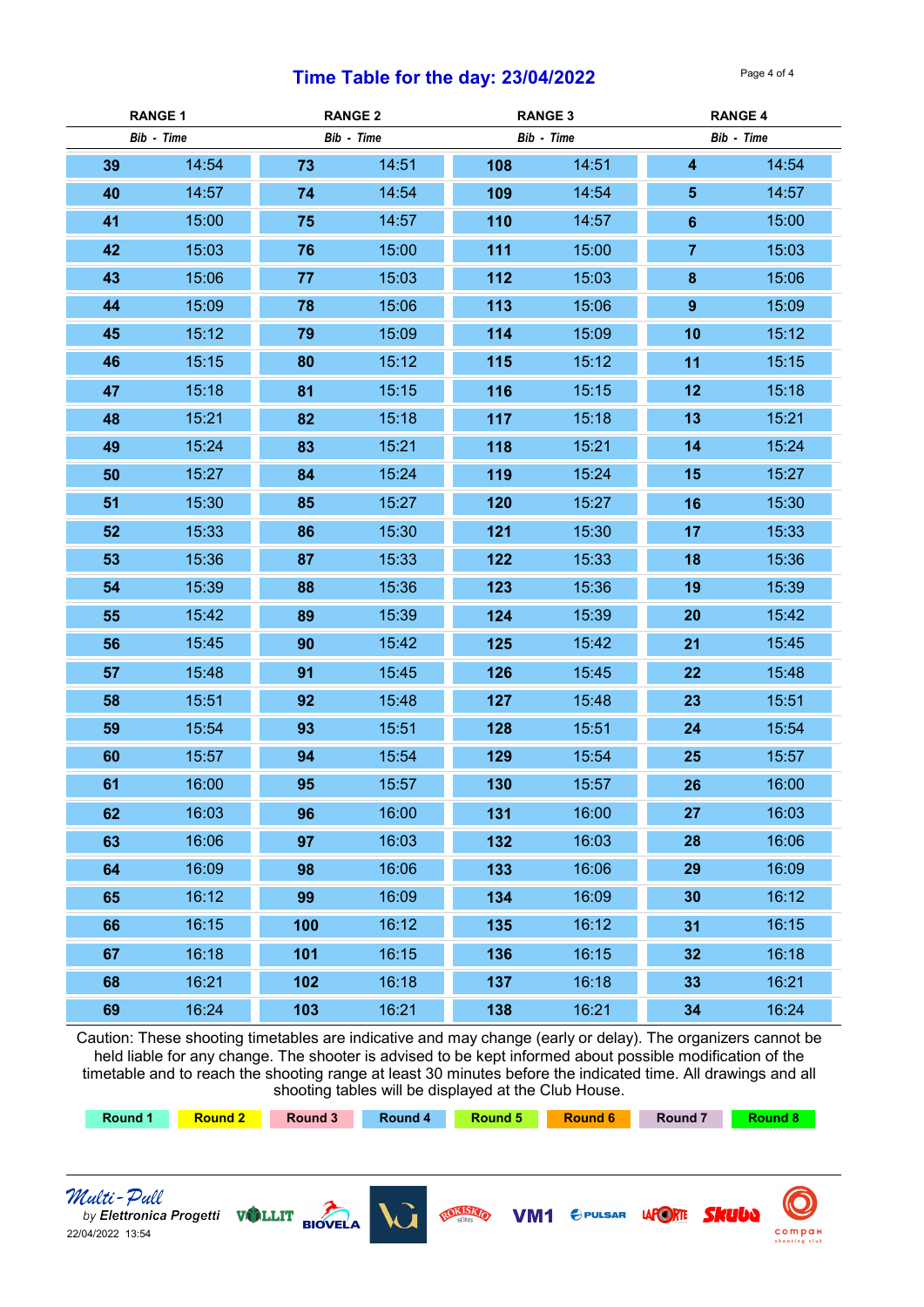## Time Table for the day: 23/04/2022

| RANGE 1 | | RANGE 2 | | RANGE 3 | | RANGE 4 | |
|---|---|---|---|---|---|---|---|
| *Bib* | *Time* | *Bib* | *Time* | *Bib* | *Time* | *Bib* | *Time* |
| **39** | 14:54 | **73** | 14:51 | **108** | 14:51 | **4** | 14:54 |
| **40** | 14:57 | **74** | 14:54 | **109** | 14:54 | **5** | 14:57 |
| **41** | 15:00 | **75** | 14:57 | **110** | 14:57 | **6** | 15:00 |
| **42** | 15:03 | **76** | 15:00 | **111** | 15:00 | **7** | 15:03 |
| **43** | 15:06 | **77** | 15:03 | **112** | 15:03 | **8** | 15:06 |
| **44** | 15:09 | **78** | 15:06 | **113** | 15:06 | **9** | 15:09 |
| **45** | 15:12 | **79** | 15:09 | **114** | 15:09 | **10** | 15:12 |
| **46** | 15:15 | **80** | 15:12 | **115** | 15:12 | **11** | 15:15 |
| **47** | 15:18 | **81** | 15:15 | **116** | 15:15 | **12** | 15:18 |
| **48** | 15:21 | **82** | 15:18 | **117** | 15:18 | **13** | 15:21 |
| **49** | 15:24 | **83** | 15:21 | **118** | 15:21 | **14** | 15:24 |
| **50** | 15:27 | **84** | 15:24 | **119** | 15:24 | **15** | 15:27 |
| **51** | 15:30 | **85** | 15:27 | **120** | 15:27 | **16** | 15:30 |
| **52** | 15:33 | **86** | 15:30 | **121** | 15:30 | **17** | 15:33 |
| **53** | 15:36 | **87** | 15:33 | **122** | 15:33 | **18** | 15:36 |
| **54** | 15:39 | **88** | 15:36 | **123** | 15:36 | **19** | 15:39 |
| **55** | 15:42 | **89** | 15:39 | **124** | 15:39 | **20** | 15:42 |
| **56** | 15:45 | **90** | 15:42 | **125** | 15:42 | **21** | 15:45 |
| **57** | 15:48 | **91** | 15:45 | **126** | 15:45 | **22** | 15:48 |
| **58** | 15:51 | **92** | 15:48 | **127** | 15:48 | **23** | 15:51 |
| **59** | 15:54 | **93** | 15:51 | **128** | 15:51 | **24** | 15:54 |
| **60** | 15:57 | **94** | 15:54 | **129** | 15:54 | **25** | 15:57 |
| **61** | 16:00 | **95** | 15:57 | **130** | 15:57 | **26** | 16:00 |
| **62** | 16:03 | **96** | 16:00 | **131** | 16:00 | **27** | 16:03 |
| **63** | 16:06 | **97** | 16:03 | **132** | 16:03 | **28** | 16:06 |
| **64** | 16:09 | **98** | 16:06 | **133** | 16:06 | **29** | 16:09 |
| **65** | 16:12 | **99** | 16:09 | **134** | 16:09 | **30** | 16:12 |
| **66** | 16:15 | **100** | 16:12 | **135** | 16:12 | **31** | 16:15 |
| **67** | 16:18 | **101** | 16:15 | **136** | 16:15 | **32** | 16:18 |
| **68** | 16:21 | **102** | 16:18 | **137** | 16:18 | **33** | 16:21 |
| **69** | 16:24 | **103** | 16:21 | **138** | 16:21 | **34** | 16:24 |

Caution: These shooting timetables are indicative and may change (early or delay). The organizers cannot be held liable for any change. The shooter is advised to be kept informed about possible modification of the timetable and to reach the shooting range at least 30 minutes before the indicated time. All drawings and all shooting tables will be displayed at the Club House.

**Round 1** **Round 2** **Round 3** **Round 4** **Round 5** **Round 6** **Round 7** **Round 8**

*Multi-Pull* by *Elettronica Progetti*

22/04/2022 13:54